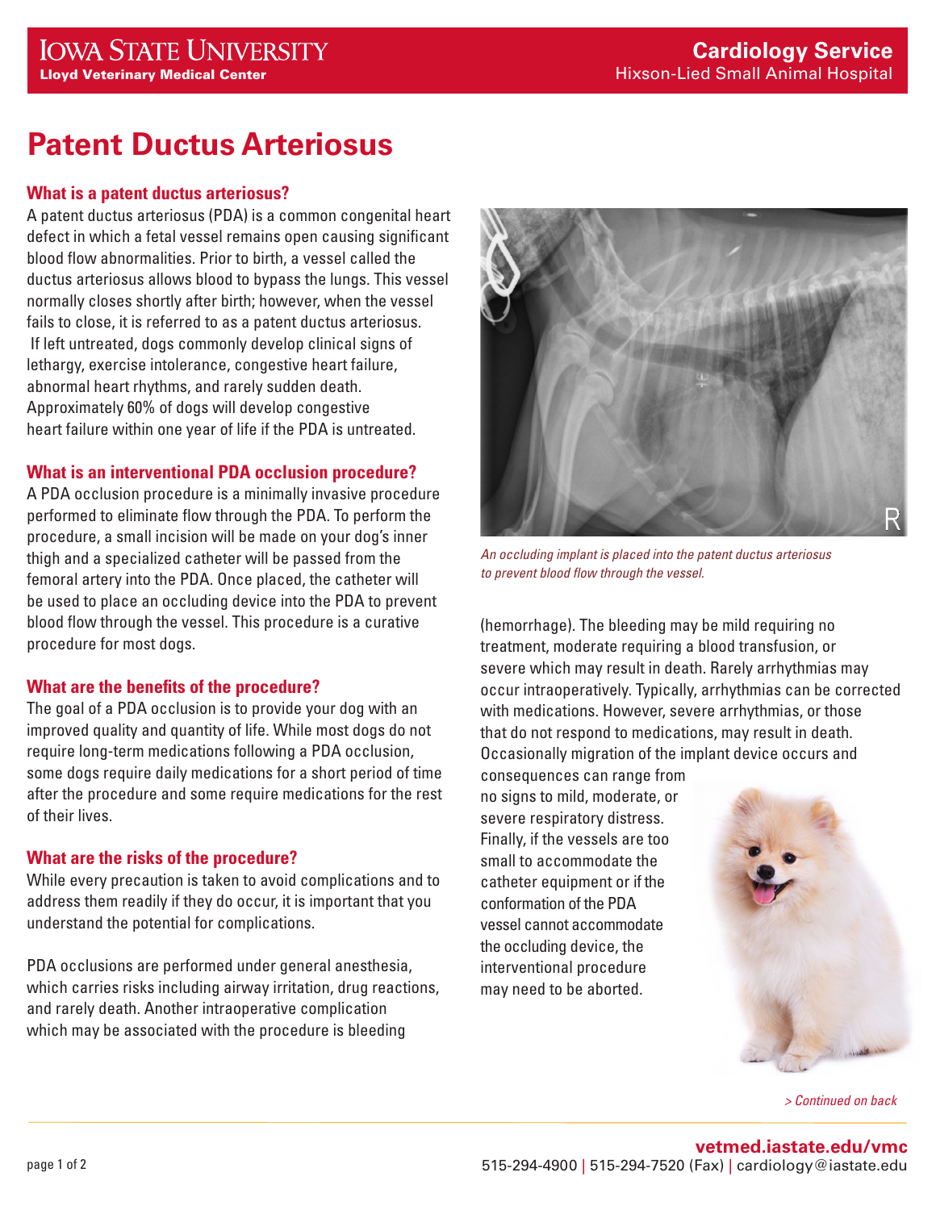# Patent Ductus Arteriosus

## What is a patent ductus arteriosus?

A patent ductus arteriosus (PDA) is a common congenital heart defect in which a fetal vessel remains open causing significant blood flow abnormalities. Prior to birth, a vessel called the ductus arteriosus allows blood to bypass the lungs. This vessel normally closes shortly after birth; however, when the vessel fails to close, it is referred to as a patent ductus arteriosus. If left untreated, dogs commonly develop clinical signs of lethargy, exercise intolerance, congestive heart failure, abnormal heart rhythms, and rarely sudden death. Approximately 60% of dogs will develop congestive heart failure within one year of life if the PDA is untreated.

## What is an interventional PDA occlusion procedure?

A PDA occlusion procedure is a minimally invasive procedure performed to eliminate flow through the PDA. To perform the procedure, a small incision will be made on your dog's inner thigh and a specialized catheter will be passed from the femoral artery into the PDA. Once placed, the catheter will be used to place an occluding device into the PDA to prevent blood flow through the vessel. This procedure is a curative procedure for most dogs.

## What are the benefits of the procedure?

The goal of a PDA occlusion is to provide your dog with an improved quality and quantity of life. While most dogs do not require long-term medications following a PDA occlusion, some dogs require daily medications for a short period of time after the procedure and some require medications for the rest of their lives.

## What are the risks of the procedure?

While every precaution is taken to avoid complications and to address them readily if they do occur, it is important that you understand the potential for complications.

PDA occlusions are performed under general anesthesia, which carries risks including airway irritation, drug reactions, and rarely death. Another intraoperative complication which may be associated with the procedure is bleeding (hemorrhage). The bleeding may be mild requiring no treatment, moderate requiring a blood transfusion, or severe which may result in death. Rarely arrhythmias may occur intraoperatively. Typically, arrhythmias can be corrected with medications. However, severe arrhythmias, or those that do not respond to medications, may result in death. Occasionally migration of the implant device occurs and consequences can range from no signs to mild, moderate, or severe respiratory distress. Finally, if the vessels are too small to accommodate the catheter equipment or if the conformation of the PDA vessel cannot accommodate the occluding device, the interventional procedure may need to be aborted.

*An occluding implant is placed into the patent ductus arteriosus to prevent blood flow through the vessel.*

*> Continued on back*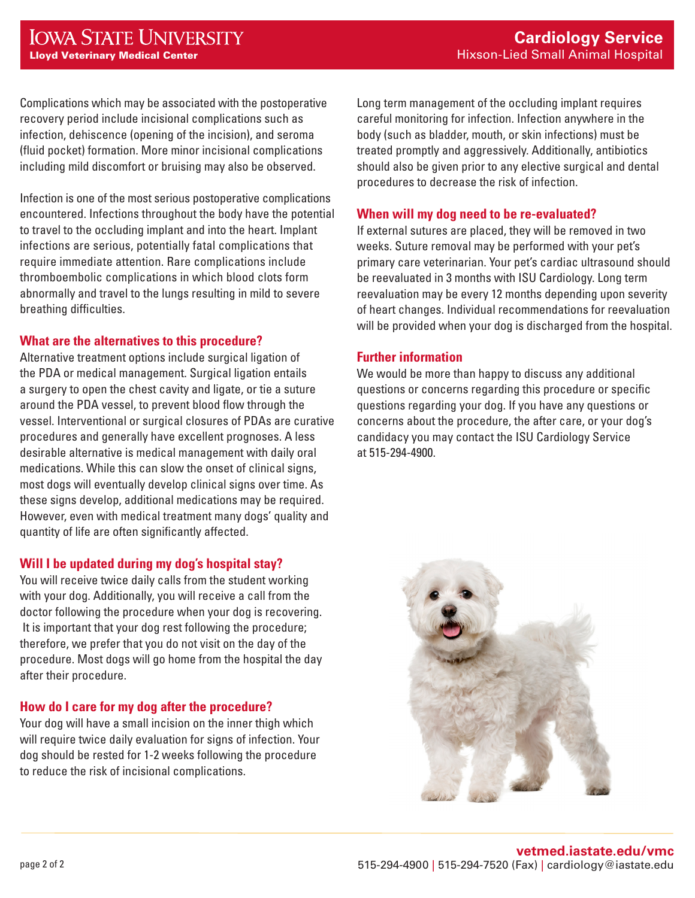Complications which may be associated with the postoperative recovery period include incisional complications such as infection, dehiscence (opening of the incision), and seroma (fluid pocket) formation. More minor incisional complications including mild discomfort or bruising may also be observed.

Infection is one of the most serious postoperative complications encountered. Infections throughout the body have the potential to travel to the occluding implant and into the heart. Implant infections are serious, potentially fatal complications that require immediate attention. Rare complications include thromboembolic complications in which blood clots form abnormally and travel to the lungs resulting in mild to severe breathing difficulties.

## What are the alternatives to this procedure?

Alternative treatment options include surgical ligation of the PDA or medical management. Surgical ligation entails a surgery to open the chest cavity and ligate, or tie a suture around the PDA vessel, to prevent blood flow through the vessel. Interventional or surgical closures of PDAs are curative procedures and generally have excellent prognoses. A less desirable alternative is medical management with daily oral medications. While this can slow the onset of clinical signs, most dogs will eventually develop clinical signs over time. As these signs develop, additional medications may be required. However, even with medical treatment many dogs' quality and quantity of life are often significantly affected.

## Will I be updated during my dog's hospital stay?

You will receive twice daily calls from the student working with your dog. Additionally, you will receive a call from the doctor following the procedure when your dog is recovering. It is important that your dog rest following the procedure; therefore, we prefer that you do not visit on the day of the procedure. Most dogs will go home from the hospital the day after their procedure.

## How do I care for my dog after the procedure?

Your dog will have a small incision on the inner thigh which will require twice daily evaluation for signs of infection. Your dog should be rested for 1-2 weeks following the procedure to reduce the risk of incisional complications.

Long term management of the occluding implant requires careful monitoring for infection. Infection anywhere in the body (such as bladder, mouth, or skin infections) must be treated promptly and aggressively. Additionally, antibiotics should also be given prior to any elective surgical and dental procedures to decrease the risk of infection.

## When will my dog need to be re-evaluated?

If external sutures are placed, they will be removed in two weeks. Suture removal may be performed with your pet's primary care veterinarian. Your pet's cardiac ultrasound should be reevaluated in 3 months with ISU Cardiology. Long term reevaluation may be every 12 months depending upon severity of heart changes. Individual recommendations for reevaluation will be provided when your dog is discharged from the hospital.

## Further information

We would be more than happy to discuss any additional questions or concerns regarding this procedure or specific questions regarding your dog. If you have any questions or concerns about the procedure, the after care, or your dog's candidacy you may contact the ISU Cardiology Service at 515-294-4900.

**vetmed.iastate.edu/vmc**
515-294-4900 | 515-294-7520 (Fax) | cardiology@iastate.edu